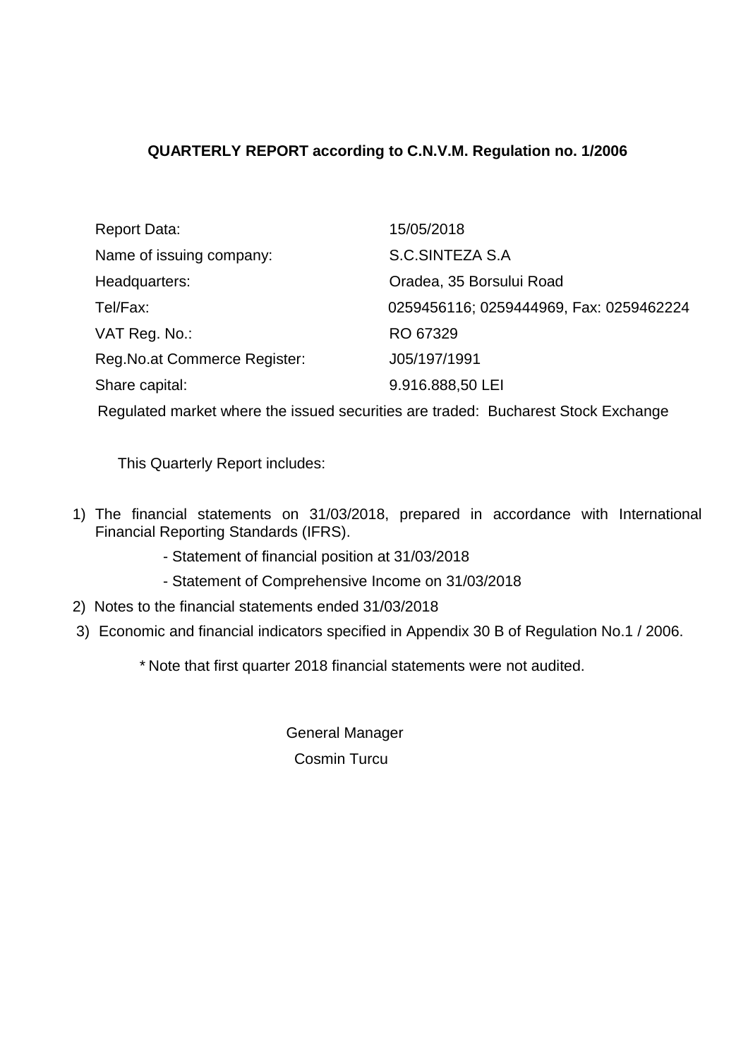# QUARTERLY REPORT according to C.N.V.M. Regulation no. 1/2006

| | |
|---|---|
| Report Data: | 15/05/2018 |
| Name of issuing company: | S.C.SINTEZA S.A |
| Headquarters: | Oradea, 35 Borsului Road |
| Tel/Fax: | 0259456116; 0259444969, Fax: 0259462224 |
| VAT Reg. No.: | RO 67329 |
| Reg.No.at Commerce Register: | J05/197/1991 |
| Share capital: | 9.916.888,50 LEI |

Regulated market where the issued securities are traded: Bucharest Stock Exchange

This Quarterly Report includes:

1) The financial statements on 31/03/2018, prepared in accordance with International Financial Reporting Standards (IFRS).
   - Statement of financial position at 31/03/2018
   - Statement of Comprehensive Income on 31/03/2018
2) Notes to the financial statements ended 31/03/2018
3) Economic and financial indicators specified in Appendix 30 B of Regulation No.1 / 2006.

\* Note that first quarter 2018 financial statements were not audited.

General Manager

Cosmin Turcu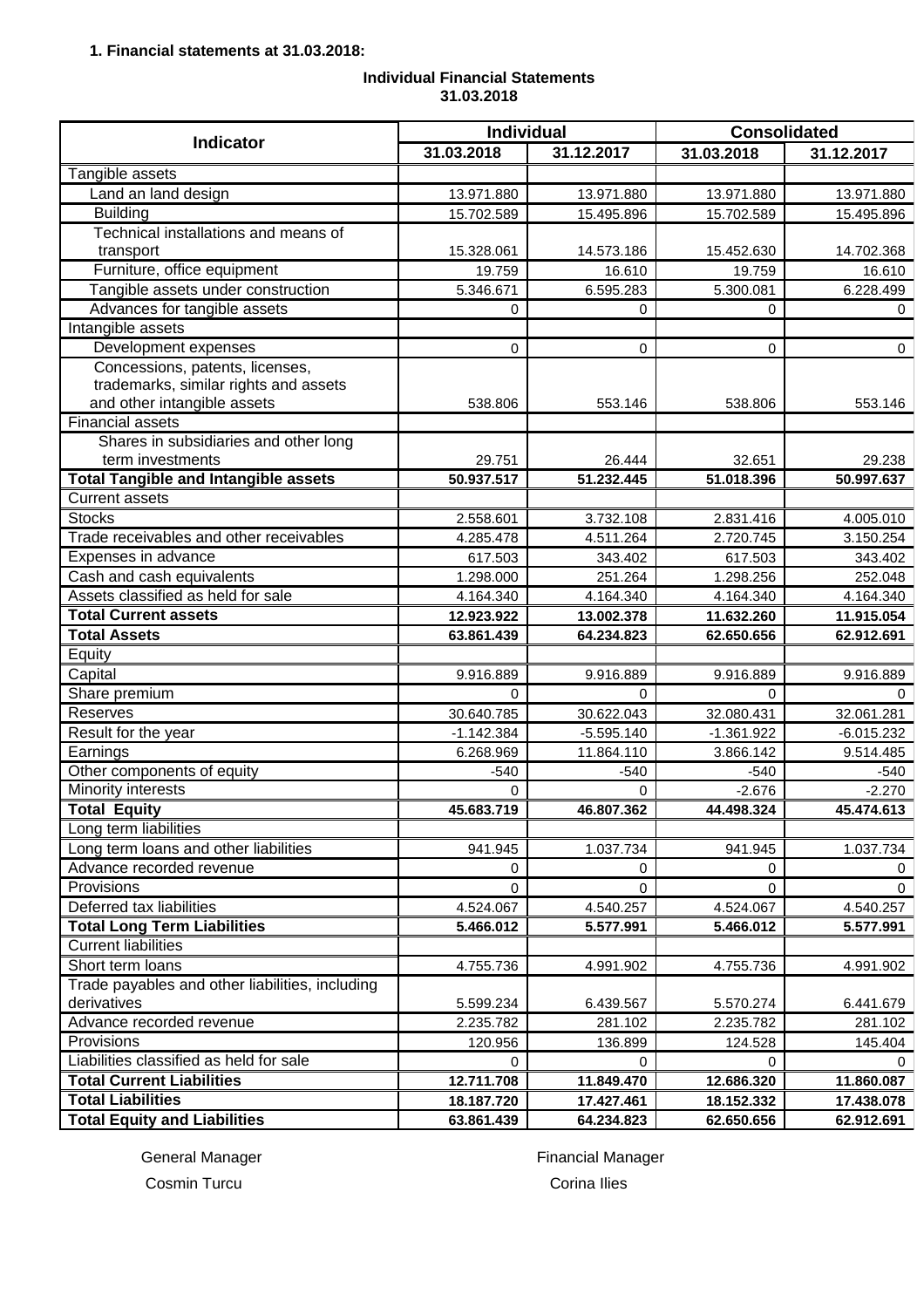**1. Financial statements at 31.03.2018:**

**Individual Financial Statements**
**31.03.2018**

| Indicator | Individual | | Consolidated | |
|---|---|---|---|---|
| | 31.03.2018 | 31.12.2017 | 31.03.2018 | 31.12.2017 |
| Tangible assets | | | | |
| Land an land design | 13.971.880 | 13.971.880 | 13.971.880 | 13.971.880 |
| Building | 15.702.589 | 15.495.896 | 15.702.589 | 15.495.896 |
| Technical installations and means of transport | 15.328.061 | 14.573.186 | 15.452.630 | 14.702.368 |
| Furniture, office equipment | 19.759 | 16.610 | 19.759 | 16.610 |
| Tangible assets under construction | 5.346.671 | 6.595.283 | 5.300.081 | 6.228.499 |
| Advances for tangible assets | 0 | 0 | 0 | 0 |
| Intangible assets | | | | |
| Development expenses | 0 | 0 | 0 | 0 |
| Concessions, patents, licenses, trademarks, similar rights and assets and other intangible assets | 538.806 | 553.146 | 538.806 | 553.146 |
| Financial assets | | | | |
| Shares in subsidiaries and other long term investments | 29.751 | 26.444 | 32.651 | 29.238 |
| **Total Tangible and Intangible assets** | **50.937.517** | **51.232.445** | **51.018.396** | **50.997.637** |
| Current assets | | | | |
| Stocks | 2.558.601 | 3.732.108 | 2.831.416 | 4.005.010 |
| Trade receivables and other receivables | 4.285.478 | 4.511.264 | 2.720.745 | 3.150.254 |
| Expenses in advance | 617.503 | 343.402 | 617.503 | 343.402 |
| Cash and cash equivalents | 1.298.000 | 251.264 | 1.298.256 | 252.048 |
| Assets classified as held for sale | 4.164.340 | 4.164.340 | 4.164.340 | 4.164.340 |
| **Total Current assets** | **12.923.922** | **13.002.378** | **11.632.260** | **11.915.054** |
| **Total Assets** | **63.861.439** | **64.234.823** | **62.650.656** | **62.912.691** |
| Equity | | | | |
| Capital | 9.916.889 | 9.916.889 | 9.916.889 | 9.916.889 |
| Share premium | 0 | 0 | 0 | 0 |
| Reserves | 30.640.785 | 30.622.043 | 32.080.431 | 32.061.281 |
| Result for the year | -1.142.384 | -5.595.140 | -1.361.922 | -6.015.232 |
| Earnings | 6.268.969 | 11.864.110 | 3.866.142 | 9.514.485 |
| Other components of equity | -540 | -540 | -540 | -540 |
| Minority interests | 0 | 0 | -2.676 | -2.270 |
| **Total Equity** | **45.683.719** | **46.807.362** | **44.498.324** | **45.474.613** |
| Long term liabilities | | | | |
| Long term loans and other liabilities | 941.945 | 1.037.734 | 941.945 | 1.037.734 |
| Advance recorded revenue | 0 | 0 | 0 | 0 |
| Provisions | 0 | 0 | 0 | 0 |
| Deferred tax liabilities | 4.524.067 | 4.540.257 | 4.524.067 | 4.540.257 |
| **Total Long Term Liabilities** | **5.466.012** | **5.577.991** | **5.466.012** | **5.577.991** |
| Current liabilities | | | | |
| Short term loans | 4.755.736 | 4.991.902 | 4.755.736 | 4.991.902 |
| Trade payables and other liabilities, including derivatives | 5.599.234 | 6.439.567 | 5.570.274 | 6.441.679 |
| Advance recorded revenue | 2.235.782 | 281.102 | 2.235.782 | 281.102 |
| Provisions | 120.956 | 136.899 | 124.528 | 145.404 |
| Liabilities classified as held for sale | 0 | 0 | 0 | 0 |
| **Total Current Liabilities** | **12.711.708** | **11.849.470** | **12.686.320** | **11.860.087** |
| **Total Liabilities** | **18.187.720** | **17.427.461** | **18.152.332** | **17.438.078** |
| **Total Equity and Liabilities** | **63.861.439** | **64.234.823** | **62.650.656** | **62.912.691** |

General Manager
Cosmin Turcu

Financial Manager
Corina Ilies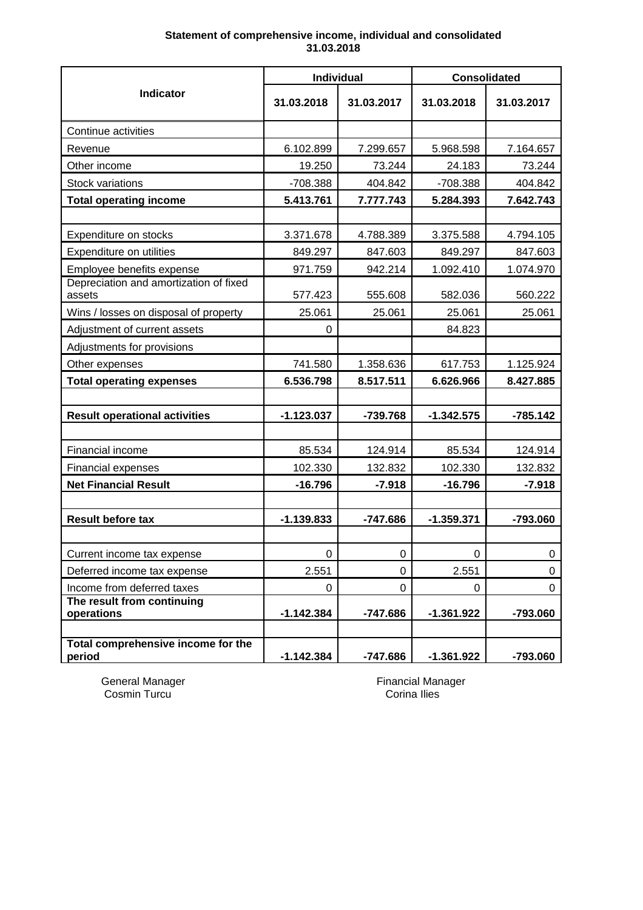**Statement of comprehensive income, individual and consolidated**
**31.03.2018**

| Indicator | Individual | | Consolidated | |
|---|---|---|---|---|
| | 31.03.2018 | 31.03.2017 | 31.03.2018 | 31.03.2017 |
| Continue activities | | | | |
| Revenue | 6.102.899 | 7.299.657 | 5.968.598 | 7.164.657 |
| Other income | 19.250 | 73.244 | 24.183 | 73.244 |
| Stock variations | -708.388 | 404.842 | -708.388 | 404.842 |
| **Total operating income** | **5.413.761** | **7.777.743** | **5.284.393** | **7.642.743** |
| | | | | |
| Expenditure on stocks | 3.371.678 | 4.788.389 | 3.375.588 | 4.794.105 |
| Expenditure on utilities | 849.297 | 847.603 | 849.297 | 847.603 |
| Employee benefits expense | 971.759 | 942.214 | 1.092.410 | 1.074.970 |
| Depreciation and amortization of fixed assets | 577.423 | 555.608 | 582.036 | 560.222 |
| Wins / losses on disposal of property | 25.061 | 25.061 | 25.061 | 25.061 |
| Adjustment of current assets | 0 | | 84.823 | |
| Adjustments for provisions | | | | |
| Other expenses | 741.580 | 1.358.636 | 617.753 | 1.125.924 |
| **Total operating expenses** | **6.536.798** | **8.517.511** | **6.626.966** | **8.427.885** |
| | | | | |
| **Result operational activities** | **-1.123.037** | **-739.768** | **-1.342.575** | **-785.142** |
| | | | | |
| Financial income | 85.534 | 124.914 | 85.534 | 124.914 |
| Financial expenses | 102.330 | 132.832 | 102.330 | 132.832 |
| **Net Financial Result** | **-16.796** | **-7.918** | **-16.796** | **-7.918** |
| | | | | |
| **Result before tax** | **-1.139.833** | **-747.686** | **-1.359.371** | **-793.060** |
| | | | | |
| Current income tax expense | 0 | 0 | 0 | 0 |
| Deferred income tax expense | 2.551 | 0 | 2.551 | 0 |
| Income from deferred taxes | 0 | 0 | 0 | 0 |
| **The result from continuing operations** | **-1.142.384** | **-747.686** | **-1.361.922** | **-793.060** |
| | | | | |
| **Total comprehensive income for the period** | **-1.142.384** | **-747.686** | **-1.361.922** | **-793.060** |

General Manager
Cosmin Turcu

Financial Manager
Corina Ilies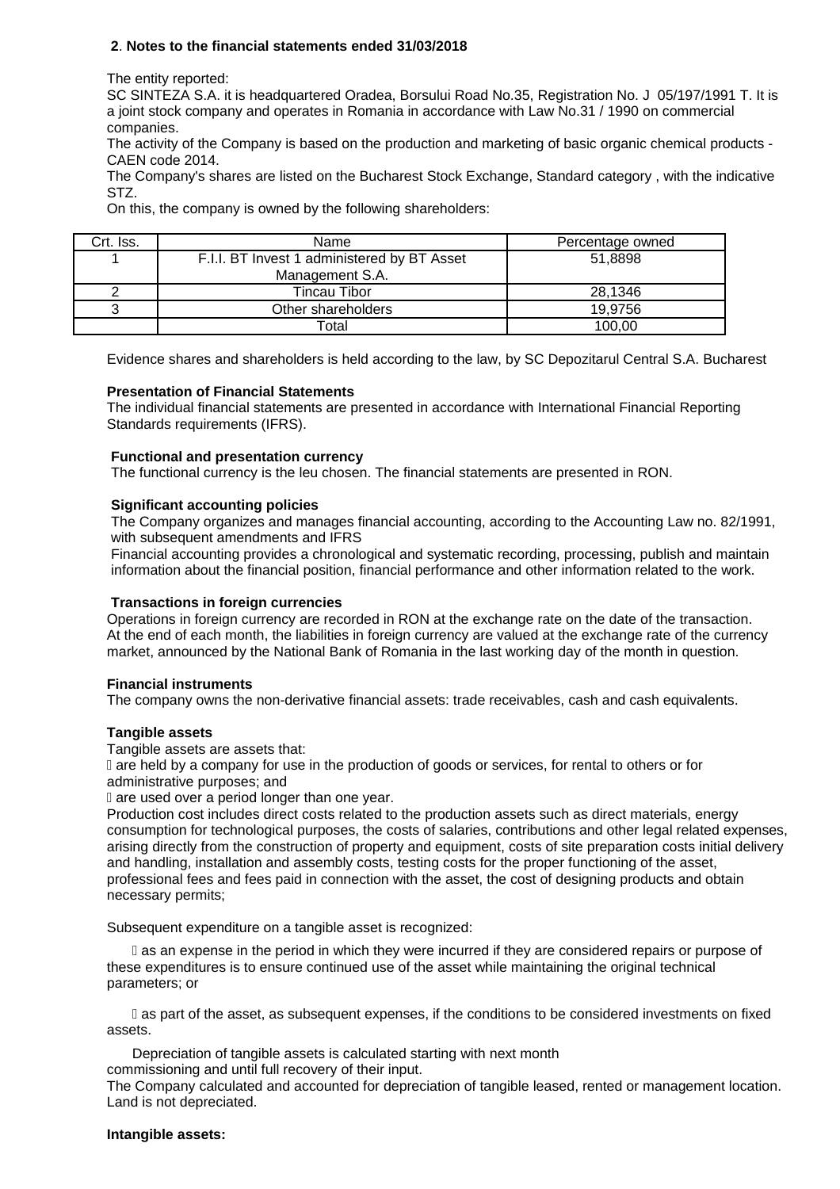**2**. **Notes to the financial statements ended 31/03/2018**

The entity reported:

SC SINTEZA S.A. it is headquartered Oradea, Borsului Road No.35, Registration No. J 05/197/1991 T. It is a joint stock company and operates in Romania in accordance with Law No.31 / 1990 on commercial companies.

The activity of the Company is based on the production and marketing of basic organic chemical products - CAEN code 2014.

The Company's shares are listed on the Bucharest Stock Exchange, Standard category , with the indicative STZ.

On this, the company is owned by the following shareholders:

| Crt. Iss. | Name | Percentage owned |
|---|---|---|
| 1 | F.I.I. BT Invest 1 administered by BT Asset Management S.A. | 51,8898 |
| 2 | Tincau Tibor | 28,1346 |
| 3 | Other shareholders | 19,9756 |
| | Total | 100,00 |

Evidence shares and shareholders is held according to the law, by SC Depozitarul Central S.A. Bucharest

**Presentation of Financial Statements**

The individual financial statements are presented in accordance with International Financial Reporting Standards requirements (IFRS).

**Functional and presentation currency**

The functional currency is the leu chosen. The financial statements are presented in RON.

**Significant accounting policies**

The Company organizes and manages financial accounting, according to the Accounting Law no. 82/1991, with subsequent amendments and IFRS

Financial accounting provides a chronological and systematic recording, processing, publish and maintain information about the financial position, financial performance and other information related to the work.

**Transactions in foreign currencies**

Operations in foreign currency are recorded in RON at the exchange rate on the date of the transaction. At the end of each month, the liabilities in foreign currency are valued at the exchange rate of the currency market, announced by the National Bank of Romania in the last working day of the month in question.

**Financial instruments**

The company owns the non-derivative financial assets: trade receivables, cash and cash equivalents.

**Tangible assets**

Tangible assets are assets that:

- are held by a company for use in the production of goods or services, for rental to others or for administrative purposes; and
- are used over a period longer than one year.

Production cost includes direct costs related to the production assets such as direct materials, energy consumption for technological purposes, the costs of salaries, contributions and other legal related expenses, arising directly from the construction of property and equipment, costs of site preparation costs initial delivery and handling, installation and assembly costs, testing costs for the proper functioning of the asset, professional fees and fees paid in connection with the asset, the cost of designing products and obtain necessary permits;

Subsequent expenditure on a tangible asset is recognized:

- as an expense in the period in which they were incurred if they are considered repairs or purpose of these expenditures is to ensure continued use of the asset while maintaining the original technical parameters; or
- as part of the asset, as subsequent expenses, if the conditions to be considered investments on fixed assets.

Depreciation of tangible assets is calculated starting with next month commissioning and until full recovery of their input.

The Company calculated and accounted for depreciation of tangible leased, rented or management location. Land is not depreciated.

**Intangible assets:**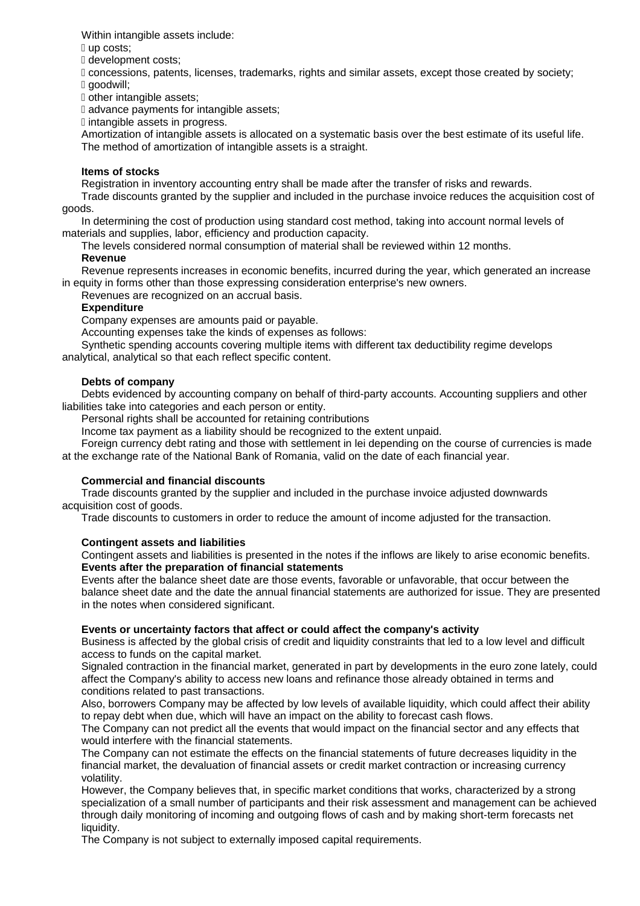Within intangible assets include:

- up costs;
- development costs;
- concessions, patents, licenses, trademarks, rights and similar assets, except those created by society;
- goodwill;
- other intangible assets;
- advance payments for intangible assets;
- intangible assets in progress.

Amortization of intangible assets is allocated on a systematic basis over the best estimate of its useful life. The method of amortization of intangible assets is a straight.

**Items of stocks**

Registration in inventory accounting entry shall be made after the transfer of risks and rewards.

Trade discounts granted by the supplier and included in the purchase invoice reduces the acquisition cost of goods.

In determining the cost of production using standard cost method, taking into account normal levels of materials and supplies, labor, efficiency and production capacity.

The levels considered normal consumption of material shall be reviewed within 12 months.

**Revenue**

Revenue represents increases in economic benefits, incurred during the year, which generated an increase in equity in forms other than those expressing consideration enterprise's new owners.

Revenues are recognized on an accrual basis.

**Expenditure**

Company expenses are amounts paid or payable.

Accounting expenses take the kinds of expenses as follows:

Synthetic spending accounts covering multiple items with different tax deductibility regime develops analytical, analytical so that each reflect specific content.

**Debts of company**

Debts evidenced by accounting company on behalf of third-party accounts. Accounting suppliers and other liabilities take into categories and each person or entity.

Personal rights shall be accounted for retaining contributions

Income tax payment as a liability should be recognized to the extent unpaid.

Foreign currency debt rating and those with settlement in lei depending on the course of currencies is made at the exchange rate of the National Bank of Romania, valid on the date of each financial year.

**Commercial and financial discounts**

Trade discounts granted by the supplier and included in the purchase invoice adjusted downwards acquisition cost of goods.

Trade discounts to customers in order to reduce the amount of income adjusted for the transaction.

**Contingent assets and liabilities**

Contingent assets and liabilities is presented in the notes if the inflows are likely to arise economic benefits.

**Events after the preparation of financial statements**

Events after the balance sheet date are those events, favorable or unfavorable, that occur between the balance sheet date and the date the annual financial statements are authorized for issue. They are presented in the notes when considered significant.

**Events or uncertainty factors that affect or could affect the company's activity**

Business is affected by the global crisis of credit and liquidity constraints that led to a low level and difficult access to funds on the capital market.

Signaled contraction in the financial market, generated in part by developments in the euro zone lately, could affect the Company's ability to access new loans and refinance those already obtained in terms and conditions related to past transactions.

Also, borrowers Company may be affected by low levels of available liquidity, which could affect their ability to repay debt when due, which will have an impact on the ability to forecast cash flows.

The Company can not predict all the events that would impact on the financial sector and any effects that would interfere with the financial statements.

The Company can not estimate the effects on the financial statements of future decreases liquidity in the financial market, the devaluation of financial assets or credit market contraction or increasing currency volatility.

However, the Company believes that, in specific market conditions that works, characterized by a strong specialization of a small number of participants and their risk assessment and management can be achieved through daily monitoring of incoming and outgoing flows of cash and by making short-term forecasts net liquidity.

The Company is not subject to externally imposed capital requirements.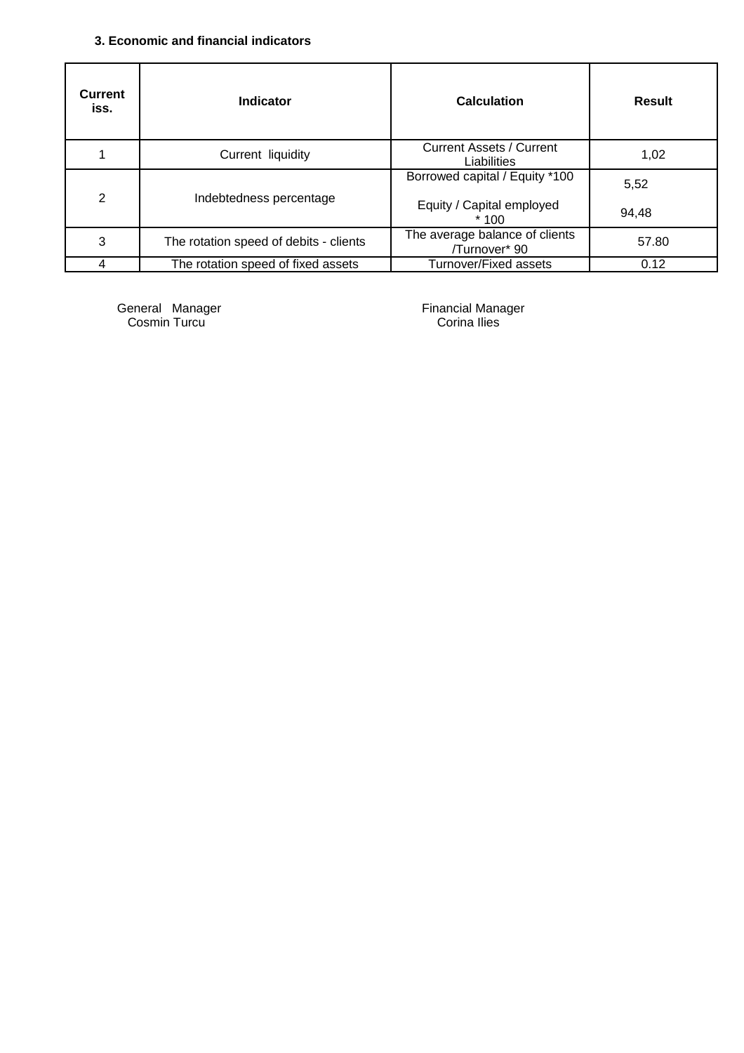### 3. Economic and financial indicators

| Current iss. | Indicator | Calculation | Result |
|---|---|---|---|
| 1 | Current liquidity | Current Assets / Current Liabilities | 1,02 |
| 2 | Indebtedness percentage | Borrowed capital / Equity *100 | 5,52 |
| | | Equity / Capital employed * 100 | 94,48 |
| 3 | The rotation speed of debits - clients | The average balance of clients /Turnover* 90 | 57.80 |
| 4 | The rotation speed of fixed assets | Turnover/Fixed assets | 0.12 |

General Manager
Cosmin Turcu

Financial Manager
Corina Ilies